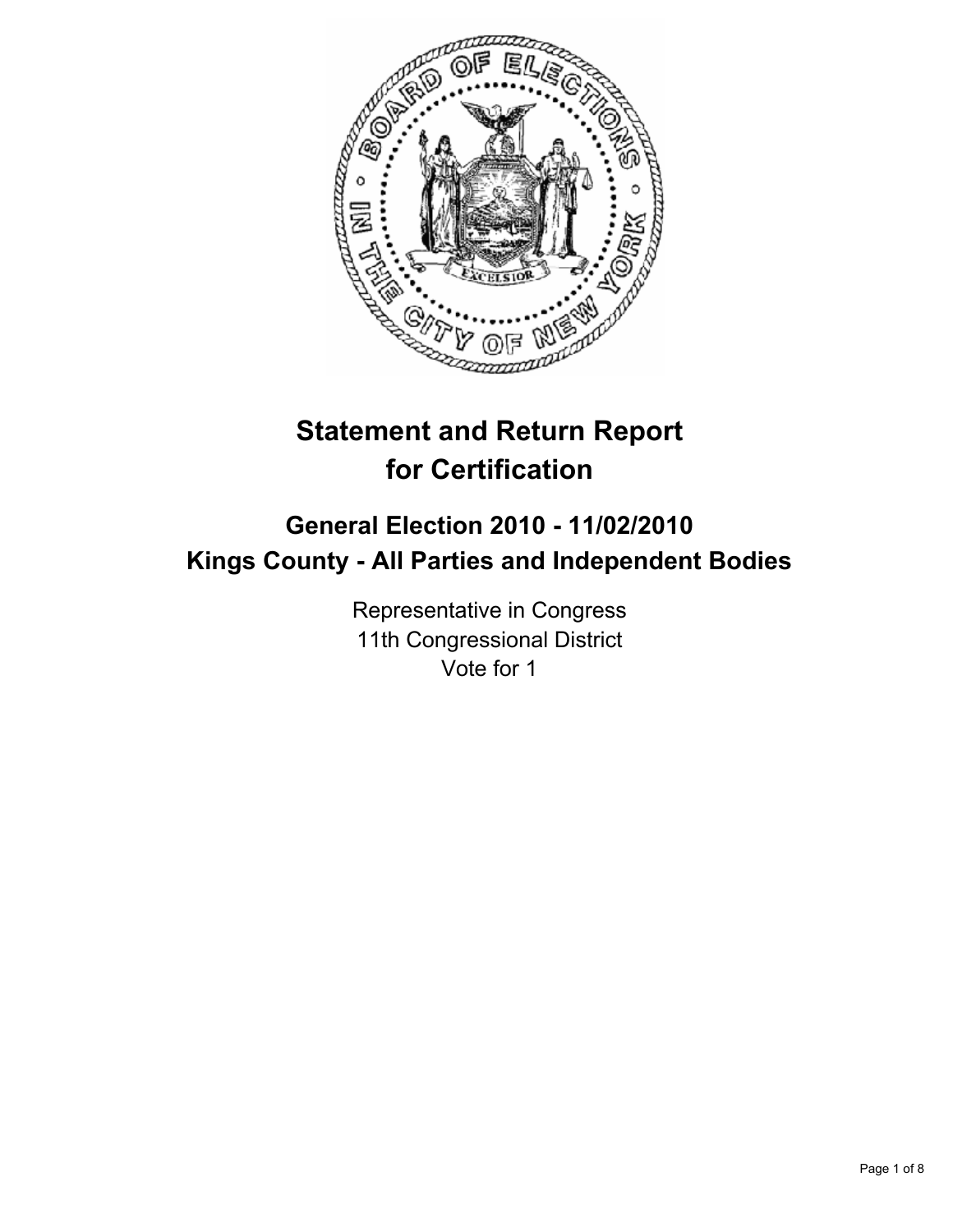# Statement and Return Report for Certification

## General Election 2010 - 11/02/2010
## Kings County - All Parties and Independent Bodies

Representative in Congress
11th Congressional District
Vote for 1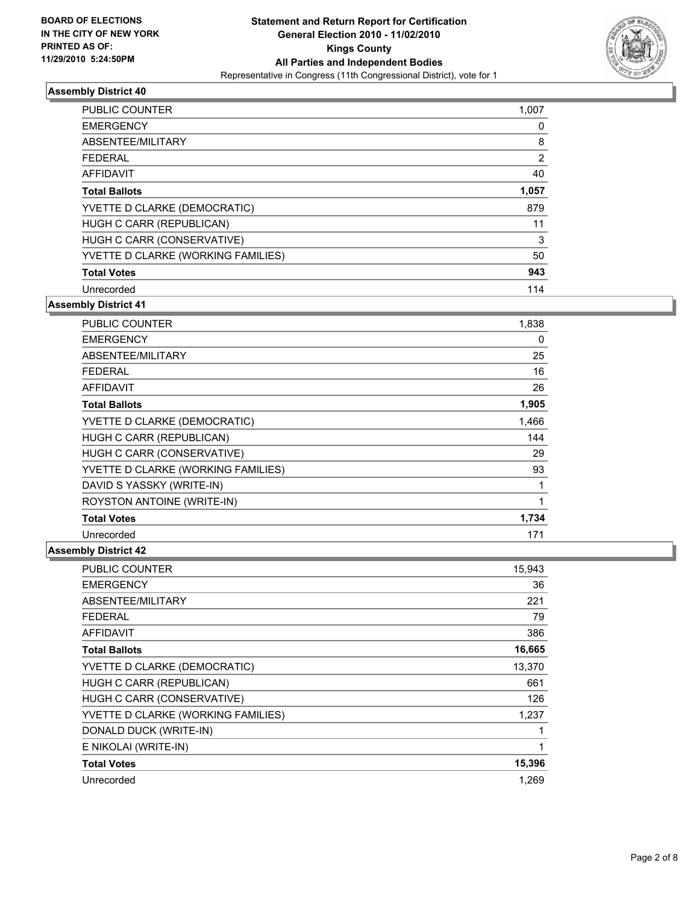**BOARD OF ELECTIONS IN THE CITY OF NEW YORK PRINTED AS OF: 11/29/2010 5:24:50PM**

**Statement and Return Report for Certification General Election 2010 - 11/02/2010 Kings County All Parties and Independent Bodies**

Representative in Congress (11th Congressional District), vote for 1

## Assembly District 40

| | |
|---|---|
| PUBLIC COUNTER | 1,007 |
| EMERGENCY | 0 |
| ABSENTEE/MILITARY | 8 |
| FEDERAL | 2 |
| AFFIDAVIT | 40 |
| **Total Ballots** | **1,057** |
| YVETTE D CLARKE (DEMOCRATIC) | 879 |
| HUGH C CARR (REPUBLICAN) | 11 |
| HUGH C CARR (CONSERVATIVE) | 3 |
| YVETTE D CLARKE (WORKING FAMILIES) | 50 |
| **Total Votes** | **943** |
| Unrecorded | 114 |

## Assembly District 41

| | |
|---|---|
| PUBLIC COUNTER | 1,838 |
| EMERGENCY | 0 |
| ABSENTEE/MILITARY | 25 |
| FEDERAL | 16 |
| AFFIDAVIT | 26 |
| **Total Ballots** | **1,905** |
| YVETTE D CLARKE (DEMOCRATIC) | 1,466 |
| HUGH C CARR (REPUBLICAN) | 144 |
| HUGH C CARR (CONSERVATIVE) | 29 |
| YVETTE D CLARKE (WORKING FAMILIES) | 93 |
| DAVID S YASSKY (WRITE-IN) | 1 |
| ROYSTON ANTOINE (WRITE-IN) | 1 |
| **Total Votes** | **1,734** |
| Unrecorded | 171 |

## Assembly District 42

| | |
|---|---|
| PUBLIC COUNTER | 15,943 |
| EMERGENCY | 36 |
| ABSENTEE/MILITARY | 221 |
| FEDERAL | 79 |
| AFFIDAVIT | 386 |
| **Total Ballots** | **16,665** |
| YVETTE D CLARKE (DEMOCRATIC) | 13,370 |
| HUGH C CARR (REPUBLICAN) | 661 |
| HUGH C CARR (CONSERVATIVE) | 126 |
| YVETTE D CLARKE (WORKING FAMILIES) | 1,237 |
| DONALD DUCK (WRITE-IN) | 1 |
| E NIKOLAI (WRITE-IN) | 1 |
| **Total Votes** | **15,396** |
| Unrecorded | 1,269 |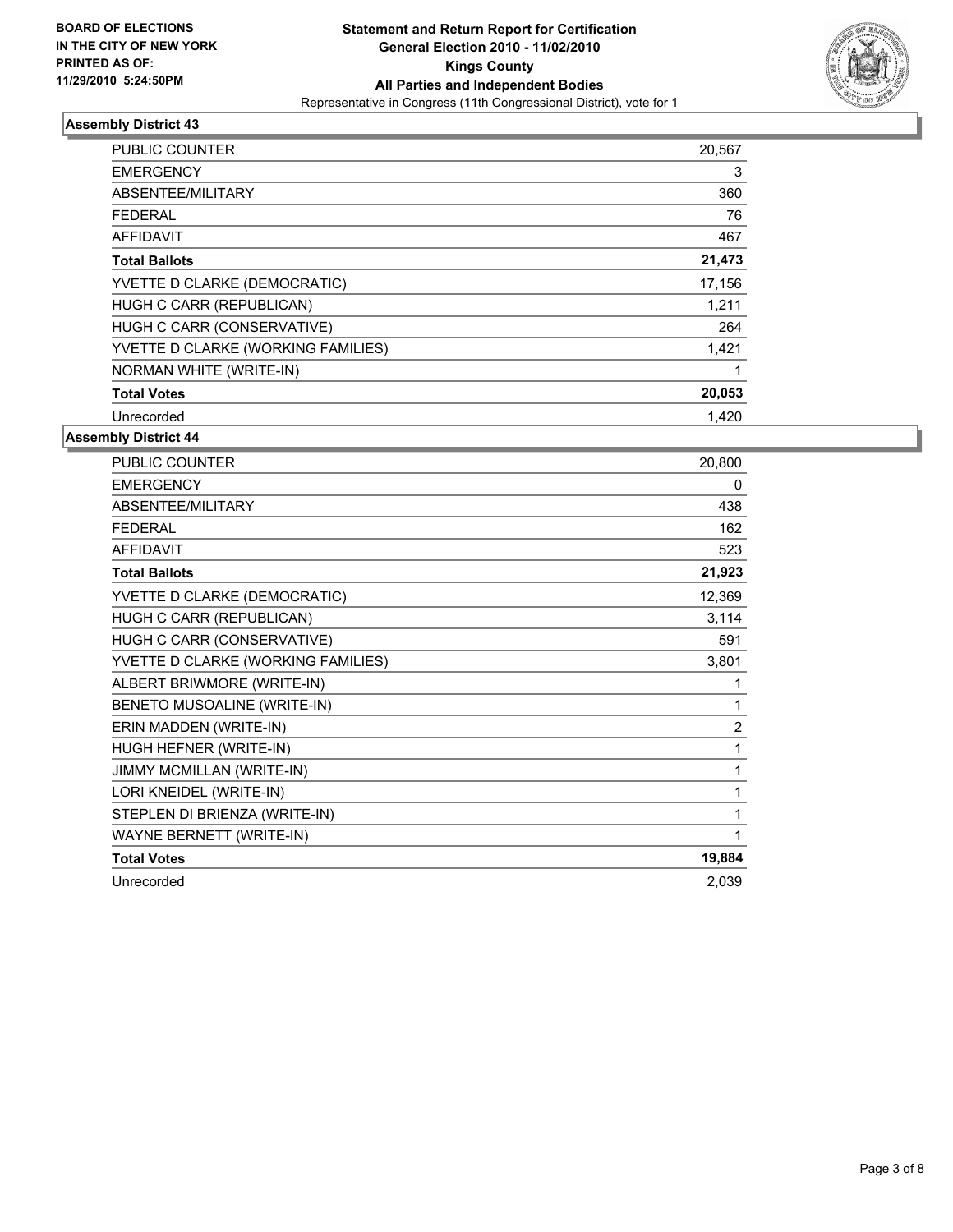**BOARD OF ELECTIONS IN THE CITY OF NEW YORK PRINTED AS OF: 11/29/2010 5:24:50PM**

**Statement and Return Report for Certification General Election 2010 - 11/02/2010 Kings County All Parties and Independent Bodies**

Representative in Congress (11th Congressional District), vote for 1

### Assembly District 43

| | |
|---|---|
| PUBLIC COUNTER | 20,567 |
| EMERGENCY | 3 |
| ABSENTEE/MILITARY | 360 |
| FEDERAL | 76 |
| AFFIDAVIT | 467 |
| **Total Ballots** | **21,473** |
| YVETTE D CLARKE (DEMOCRATIC) | 17,156 |
| HUGH C CARR (REPUBLICAN) | 1,211 |
| HUGH C CARR (CONSERVATIVE) | 264 |
| YVETTE D CLARKE (WORKING FAMILIES) | 1,421 |
| NORMAN WHITE (WRITE-IN) | 1 |
| **Total Votes** | **20,053** |
| Unrecorded | 1,420 |

### Assembly District 44

| | |
|---|---|
| PUBLIC COUNTER | 20,800 |
| EMERGENCY | 0 |
| ABSENTEE/MILITARY | 438 |
| FEDERAL | 162 |
| AFFIDAVIT | 523 |
| **Total Ballots** | **21,923** |
| YVETTE D CLARKE (DEMOCRATIC) | 12,369 |
| HUGH C CARR (REPUBLICAN) | 3,114 |
| HUGH C CARR (CONSERVATIVE) | 591 |
| YVETTE D CLARKE (WORKING FAMILIES) | 3,801 |
| ALBERT BRIWMORE (WRITE-IN) | 1 |
| BENETO MUSOALINE (WRITE-IN) | 1 |
| ERIN MADDEN (WRITE-IN) | 2 |
| HUGH HEFNER (WRITE-IN) | 1 |
| JIMMY MCMILLAN (WRITE-IN) | 1 |
| LORI KNEIDEL (WRITE-IN) | 1 |
| STEPLEN DI BRIENZA (WRITE-IN) | 1 |
| WAYNE BERNETT (WRITE-IN) | 1 |
| **Total Votes** | **19,884** |
| Unrecorded | 2,039 |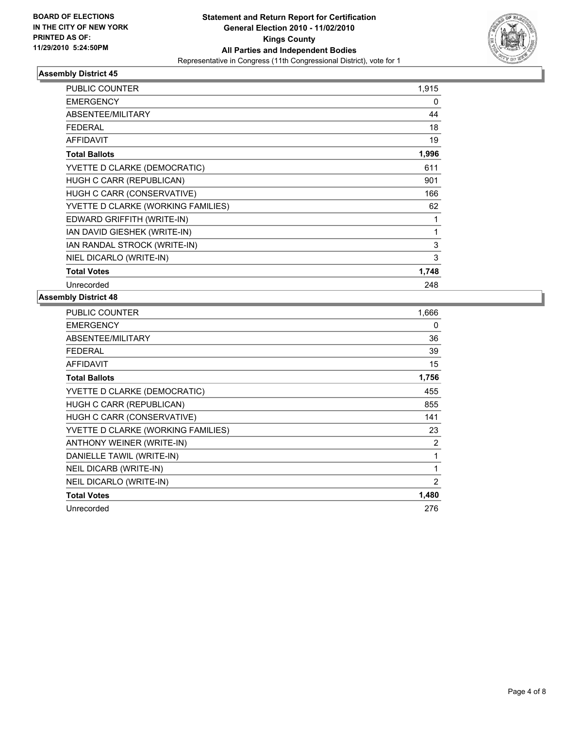**BOARD OF ELECTIONS IN THE CITY OF NEW YORK PRINTED AS OF: 11/29/2010 5:24:50PM**

**Statement and Return Report for Certification General Election 2010 - 11/02/2010 Kings County All Parties and Independent Bodies**

Representative in Congress (11th Congressional District), vote for 1

### Assembly District 45

| | |
|---|---|
| PUBLIC COUNTER | 1,915 |
| EMERGENCY | 0 |
| ABSENTEE/MILITARY | 44 |
| FEDERAL | 18 |
| AFFIDAVIT | 19 |
| **Total Ballots** | **1,996** |
| YVETTE D CLARKE (DEMOCRATIC) | 611 |
| HUGH C CARR (REPUBLICAN) | 901 |
| HUGH C CARR (CONSERVATIVE) | 166 |
| YVETTE D CLARKE (WORKING FAMILIES) | 62 |
| EDWARD GRIFFITH (WRITE-IN) | 1 |
| IAN DAVID GIESHEK (WRITE-IN) | 1 |
| IAN RANDAL STROCK (WRITE-IN) | 3 |
| NIEL DICARLO (WRITE-IN) | 3 |
| **Total Votes** | **1,748** |
| Unrecorded | 248 |

### Assembly District 48

| | |
|---|---|
| PUBLIC COUNTER | 1,666 |
| EMERGENCY | 0 |
| ABSENTEE/MILITARY | 36 |
| FEDERAL | 39 |
| AFFIDAVIT | 15 |
| **Total Ballots** | **1,756** |
| YVETTE D CLARKE (DEMOCRATIC) | 455 |
| HUGH C CARR (REPUBLICAN) | 855 |
| HUGH C CARR (CONSERVATIVE) | 141 |
| YVETTE D CLARKE (WORKING FAMILIES) | 23 |
| ANTHONY WEINER (WRITE-IN) | 2 |
| DANIELLE TAWIL (WRITE-IN) | 1 |
| NEIL DICARB (WRITE-IN) | 1 |
| NEIL DICARLO (WRITE-IN) | 2 |
| **Total Votes** | **1,480** |
| Unrecorded | 276 |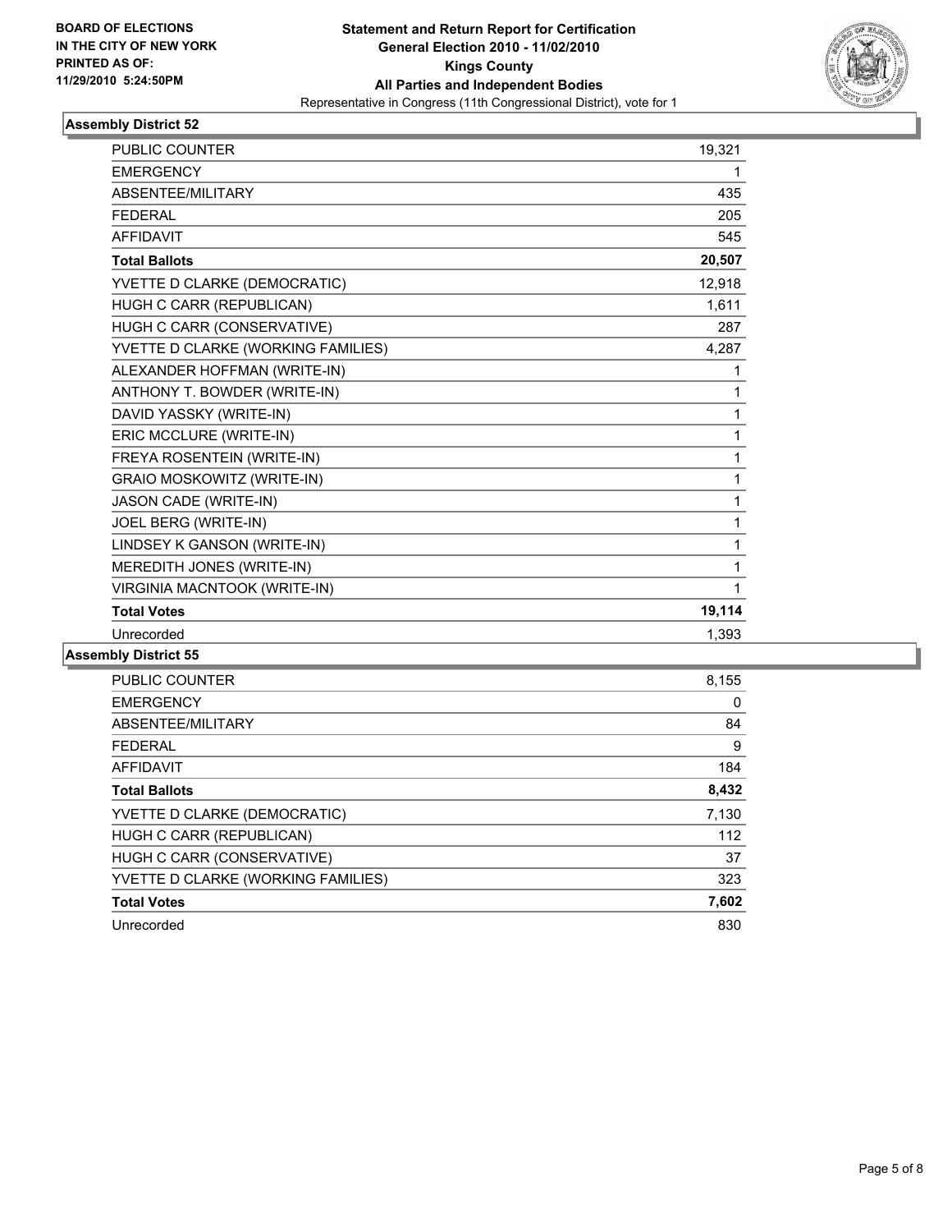BOARD OF ELECTIONS
IN THE CITY OF NEW YORK
PRINTED AS OF:
11/29/2010 5:24:50PM

**Statement and Return Report for Certification**
**General Election 2010 - 11/02/2010**
**Kings County**
**All Parties and Independent Bodies**
Representative in Congress (11th Congressional District), vote for 1

### Assembly District 52

| | |
|---|---|
| PUBLIC COUNTER | 19,321 |
| EMERGENCY | 1 |
| ABSENTEE/MILITARY | 435 |
| FEDERAL | 205 |
| AFFIDAVIT | 545 |
| **Total Ballots** | **20,507** |
| YVETTE D CLARKE (DEMOCRATIC) | 12,918 |
| HUGH C CARR (REPUBLICAN) | 1,611 |
| HUGH C CARR (CONSERVATIVE) | 287 |
| YVETTE D CLARKE (WORKING FAMILIES) | 4,287 |
| ALEXANDER HOFFMAN (WRITE-IN) | 1 |
| ANTHONY T. BOWDER (WRITE-IN) | 1 |
| DAVID YASSKY (WRITE-IN) | 1 |
| ERIC MCCLURE (WRITE-IN) | 1 |
| FREYA ROSENTEIN (WRITE-IN) | 1 |
| GRAIO MOSKOWITZ (WRITE-IN) | 1 |
| JASON CADE (WRITE-IN) | 1 |
| JOEL BERG (WRITE-IN) | 1 |
| LINDSEY K GANSON (WRITE-IN) | 1 |
| MEREDITH JONES (WRITE-IN) | 1 |
| VIRGINIA MACNTOOK (WRITE-IN) | 1 |
| **Total Votes** | **19,114** |
| Unrecorded | 1,393 |

### Assembly District 55

| | |
|---|---|
| PUBLIC COUNTER | 8,155 |
| EMERGENCY | 0 |
| ABSENTEE/MILITARY | 84 |
| FEDERAL | 9 |
| AFFIDAVIT | 184 |
| **Total Ballots** | **8,432** |
| YVETTE D CLARKE (DEMOCRATIC) | 7,130 |
| HUGH C CARR (REPUBLICAN) | 112 |
| HUGH C CARR (CONSERVATIVE) | 37 |
| YVETTE D CLARKE (WORKING FAMILIES) | 323 |
| **Total Votes** | **7,602** |
| Unrecorded | 830 |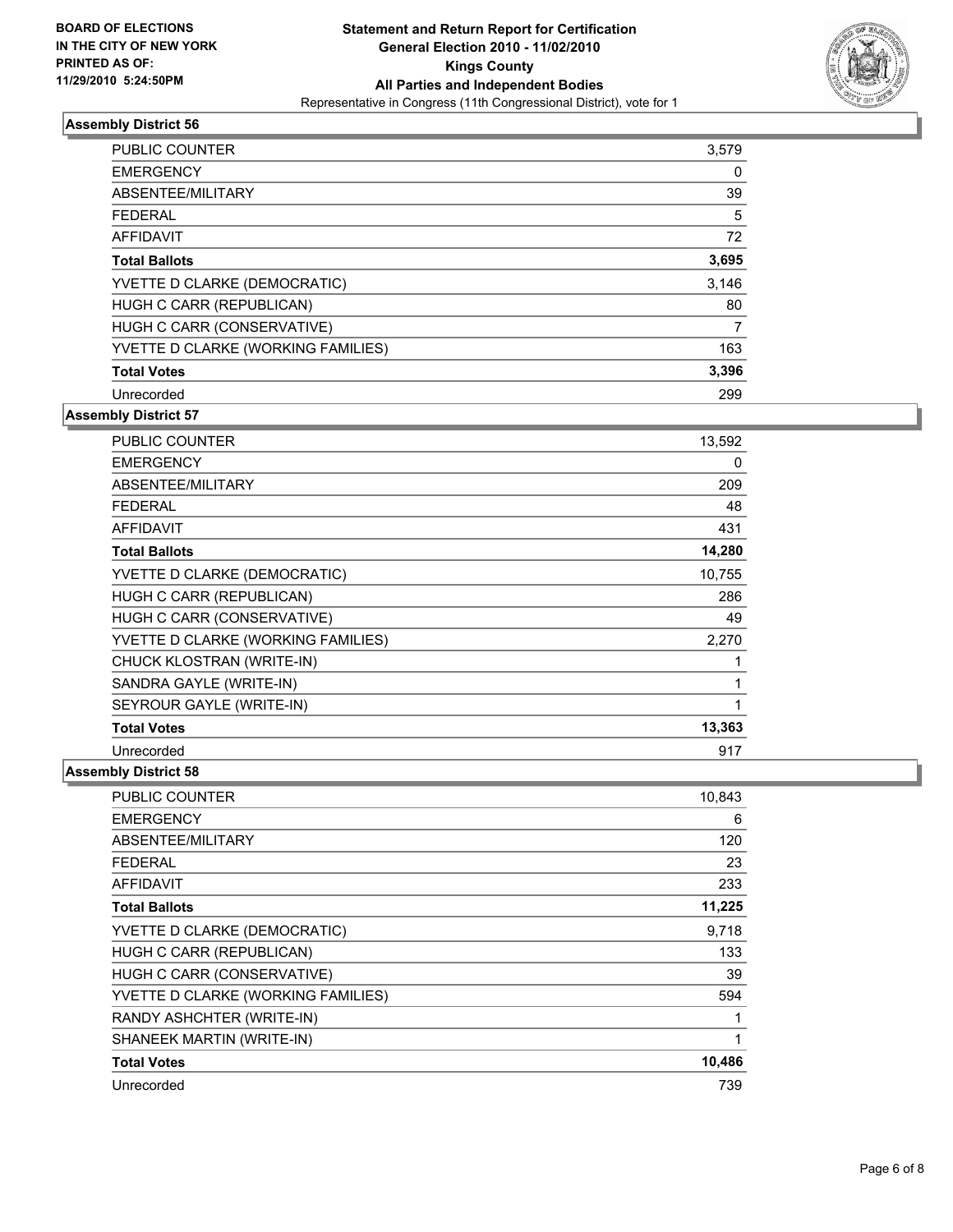**BOARD OF ELECTIONS IN THE CITY OF NEW YORK PRINTED AS OF: 11/29/2010 5:24:50PM**

**Statement and Return Report for Certification General Election 2010 - 11/02/2010 Kings County All Parties and Independent Bodies**

Representative in Congress (11th Congressional District), vote for 1

## Assembly District 56

| | |
|---|---|
| PUBLIC COUNTER | 3,579 |
| EMERGENCY | 0 |
| ABSENTEE/MILITARY | 39 |
| FEDERAL | 5 |
| AFFIDAVIT | 72 |
| **Total Ballots** | **3,695** |
| YVETTE D CLARKE (DEMOCRATIC) | 3,146 |
| HUGH C CARR (REPUBLICAN) | 80 |
| HUGH C CARR (CONSERVATIVE) | 7 |
| YVETTE D CLARKE (WORKING FAMILIES) | 163 |
| **Total Votes** | **3,396** |
| Unrecorded | 299 |

## Assembly District 57

| | |
|---|---|
| PUBLIC COUNTER | 13,592 |
| EMERGENCY | 0 |
| ABSENTEE/MILITARY | 209 |
| FEDERAL | 48 |
| AFFIDAVIT | 431 |
| **Total Ballots** | **14,280** |
| YVETTE D CLARKE (DEMOCRATIC) | 10,755 |
| HUGH C CARR (REPUBLICAN) | 286 |
| HUGH C CARR (CONSERVATIVE) | 49 |
| YVETTE D CLARKE (WORKING FAMILIES) | 2,270 |
| CHUCK KLOSTRAN (WRITE-IN) | 1 |
| SANDRA GAYLE (WRITE-IN) | 1 |
| SEYROUR GAYLE (WRITE-IN) | 1 |
| **Total Votes** | **13,363** |
| Unrecorded | 917 |

## Assembly District 58

| | |
|---|---|
| PUBLIC COUNTER | 10,843 |
| EMERGENCY | 6 |
| ABSENTEE/MILITARY | 120 |
| FEDERAL | 23 |
| AFFIDAVIT | 233 |
| **Total Ballots** | **11,225** |
| YVETTE D CLARKE (DEMOCRATIC) | 9,718 |
| HUGH C CARR (REPUBLICAN) | 133 |
| HUGH C CARR (CONSERVATIVE) | 39 |
| YVETTE D CLARKE (WORKING FAMILIES) | 594 |
| RANDY ASHCHTER (WRITE-IN) | 1 |
| SHANEEK MARTIN (WRITE-IN) | 1 |
| **Total Votes** | **10,486** |
| Unrecorded | 739 |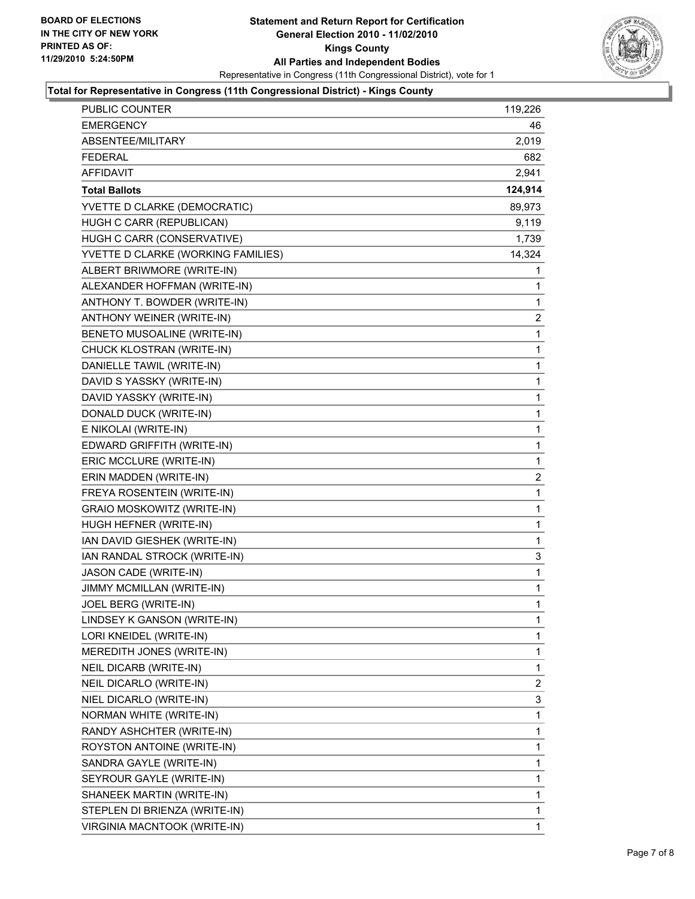BOARD OF ELECTIONS
IN THE CITY OF NEW YORK
PRINTED AS OF:
11/29/2010 5:24:50PM

**Statement and Return Report for Certification**
**General Election 2010 - 11/02/2010**
**Kings County**
**All Parties and Independent Bodies**
Representative in Congress (11th Congressional District), vote for 1

**Total for Representative in Congress (11th Congressional District) - Kings County**

| | |
|---|---|
| PUBLIC COUNTER | 119,226 |
| EMERGENCY | 46 |
| ABSENTEE/MILITARY | 2,019 |
| FEDERAL | 682 |
| AFFIDAVIT | 2,941 |
| **Total Ballots** | **124,914** |
| YVETTE D CLARKE (DEMOCRATIC) | 89,973 |
| HUGH C CARR (REPUBLICAN) | 9,119 |
| HUGH C CARR (CONSERVATIVE) | 1,739 |
| YVETTE D CLARKE (WORKING FAMILIES) | 14,324 |
| ALBERT BRIWMORE (WRITE-IN) | 1 |
| ALEXANDER HOFFMAN (WRITE-IN) | 1 |
| ANTHONY T. BOWDER (WRITE-IN) | 1 |
| ANTHONY WEINER (WRITE-IN) | 2 |
| BENETO MUSOALINE (WRITE-IN) | 1 |
| CHUCK KLOSTRAN (WRITE-IN) | 1 |
| DANIELLE TAWIL (WRITE-IN) | 1 |
| DAVID S YASSKY (WRITE-IN) | 1 |
| DAVID YASSKY (WRITE-IN) | 1 |
| DONALD DUCK (WRITE-IN) | 1 |
| E NIKOLAI (WRITE-IN) | 1 |
| EDWARD GRIFFITH (WRITE-IN) | 1 |
| ERIC MCCLURE (WRITE-IN) | 1 |
| ERIN MADDEN (WRITE-IN) | 2 |
| FREYA ROSENTEIN (WRITE-IN) | 1 |
| GRAIO MOSKOWITZ (WRITE-IN) | 1 |
| HUGH HEFNER (WRITE-IN) | 1 |
| IAN DAVID GIESHEK (WRITE-IN) | 1 |
| IAN RANDAL STROCK (WRITE-IN) | 3 |
| JASON CADE (WRITE-IN) | 1 |
| JIMMY MCMILLAN (WRITE-IN) | 1 |
| JOEL BERG (WRITE-IN) | 1 |
| LINDSEY K GANSON (WRITE-IN) | 1 |
| LORI KNEIDEL (WRITE-IN) | 1 |
| MEREDITH JONES (WRITE-IN) | 1 |
| NEIL DICARB (WRITE-IN) | 1 |
| NEIL DICARLO (WRITE-IN) | 2 |
| NIEL DICARLO (WRITE-IN) | 3 |
| NORMAN WHITE (WRITE-IN) | 1 |
| RANDY ASHCHTER (WRITE-IN) | 1 |
| ROYSTON ANTOINE (WRITE-IN) | 1 |
| SANDRA GAYLE (WRITE-IN) | 1 |
| SEYROUR GAYLE (WRITE-IN) | 1 |
| SHANEEK MARTIN (WRITE-IN) | 1 |
| STEPLEN DI BRIENZA (WRITE-IN) | 1 |
| VIRGINIA MACNTOOK (WRITE-IN) | 1 |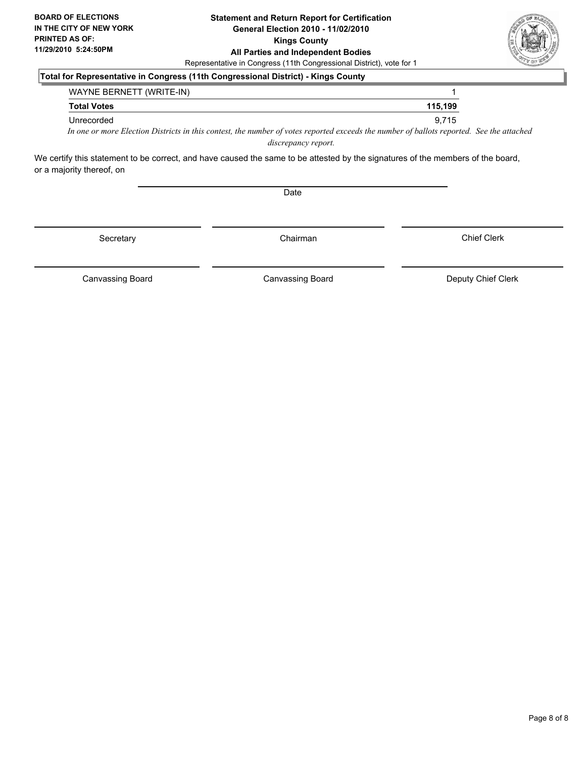**BOARD OF ELECTIONS IN THE CITY OF NEW YORK PRINTED AS OF: 11/29/2010 5:24:50PM**

**Statement and Return Report for Certification**
**General Election 2010 - 11/02/2010**
**Kings County**
**All Parties and Independent Bodies**
Representative in Congress (11th Congressional District), vote for 1

**Total for Representative in Congress (11th Congressional District) - Kings County**

| | |
|---|---|
| WAYNE BERNETT (WRITE-IN) | 1 |
| **Total Votes** | **115,199** |
| Unrecorded | 9,715 |

*In one or more Election Districts in this contest, the number of votes reported exceeds the number of ballots reported. See the attached discrepancy report.*

We certify this statement to be correct, and have caused the same to be attested by the signatures of the members of the board, or a majority thereof, on

Date

| | | |
|---|---|---|
| Secretary | Chairman | Chief Clerk |
| Canvassing Board | Canvassing Board | Deputy Chief Clerk |